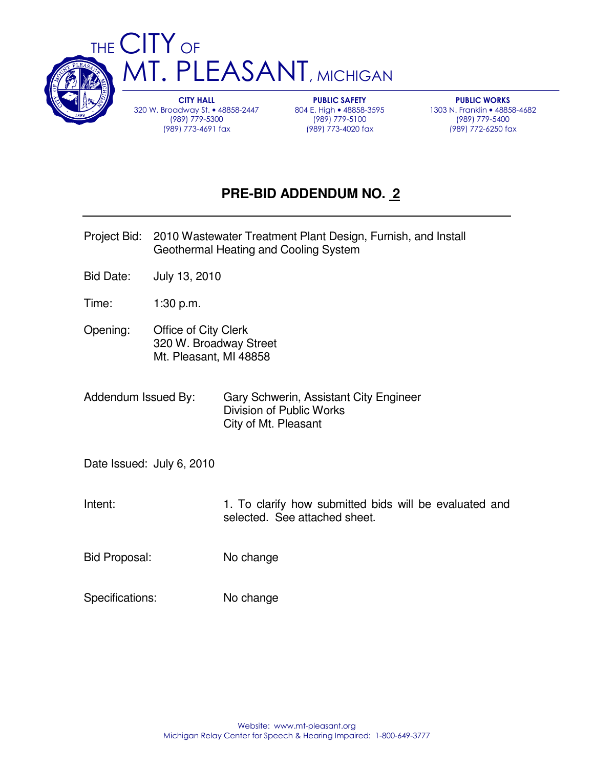# THE CITY OF MT. PLEASANT, MICHIGAN

**CITY HALL**
320 W. Broadway St. • 48858-2447
(989) 779-5300
(989) 773-4691 fax

**PUBLIC SAFETY**
804 E. High • 48858-3595
(989) 779-5100
(989) 773-4020 fax

**PUBLIC WORKS**
1303 N. Franklin • 48858-4682
(989) 779-5400
(989) 772-6250 fax

## PRE-BID ADDENDUM NO. 2

Project Bid: 2010 Wastewater Treatment Plant Design, Furnish, and Install Geothermal Heating and Cooling System

Bid Date: July 13, 2010

Time: 1:30 p.m.

Opening: Office of City Clerk
320 W. Broadway Street
Mt. Pleasant, MI 48858

Addendum Issued By: Gary Schwerin, Assistant City Engineer
Division of Public Works
City of Mt. Pleasant

Date Issued: July 6, 2010

Intent: 1. To clarify how submitted bids will be evaluated and selected. See attached sheet.

Bid Proposal: No change

Specifications: No change

Website: www.mt-pleasant.org
Michigan Relay Center for Speech & Hearing Impaired: 1-800-649-3777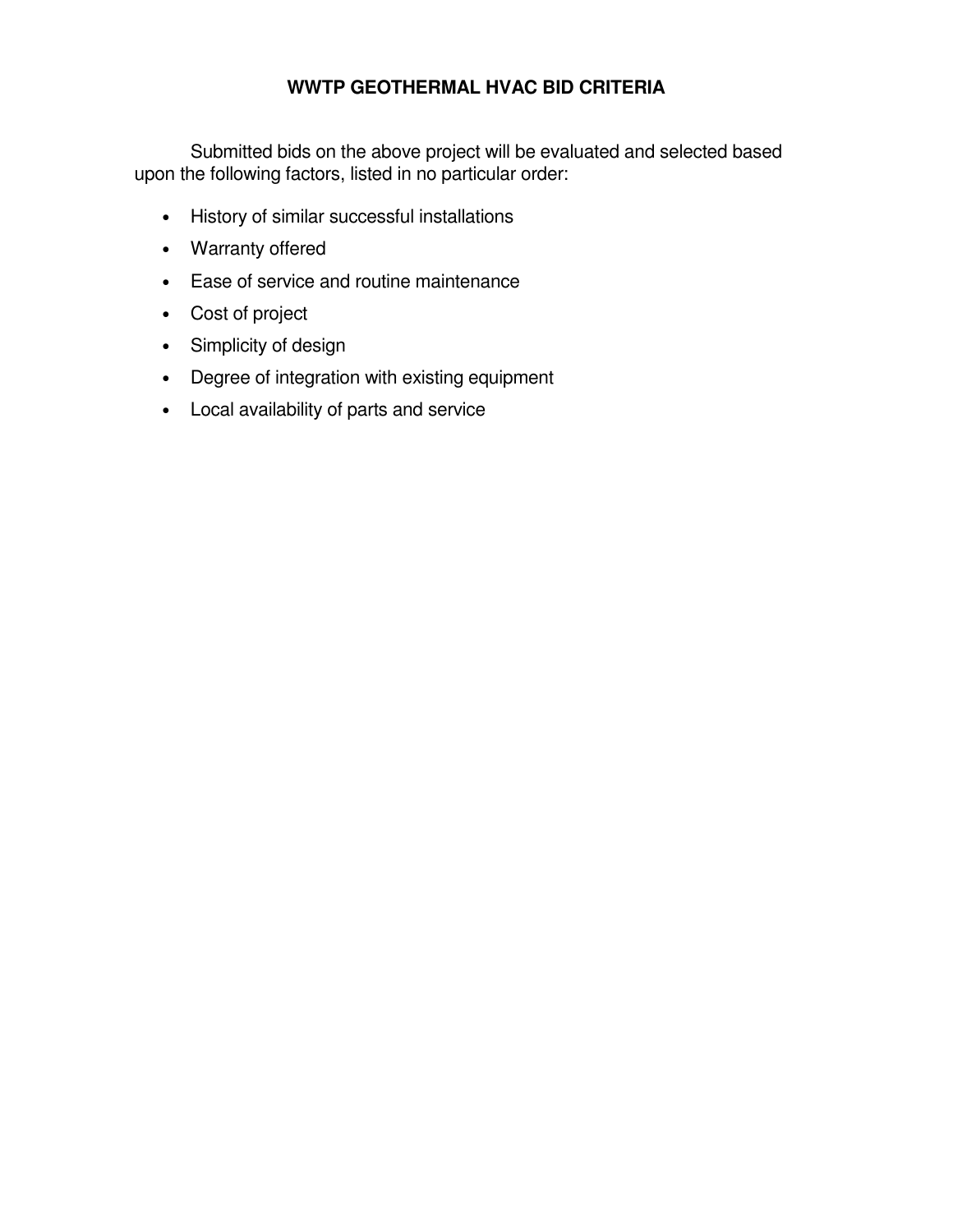# WWTP GEOTHERMAL HVAC BID CRITERIA

Submitted bids on the above project will be evaluated and selected based upon the following factors, listed in no particular order:

- History of similar successful installations
- Warranty offered
- Ease of service and routine maintenance
- Cost of project
- Simplicity of design
- Degree of integration with existing equipment
- Local availability of parts and service